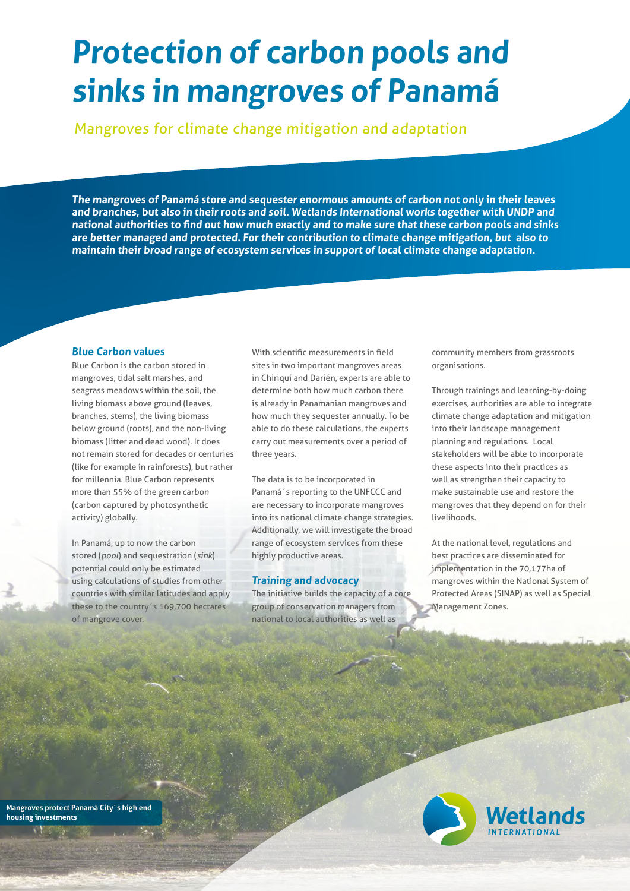# Protection of carbon pools and sinks in mangroves of Panamá

## Mangroves for climate change mitigation and adaptation

***The mangroves of Panamá store and sequester enormous amounts of carbon not only in their leaves and branches, but also in their roots and soil. Wetlands International works together with UNDP and national authorities to find out how much exactly and to make sure that these carbon pools and sinks are better managed and protected. For their contribution to climate change mitigation, but also to maintain their broad range of ecosystem services in support of local climate change adaptation.***

### Blue Carbon values

Blue Carbon is the carbon stored in mangroves, tidal salt marshes, and seagrass meadows within the soil, the living biomass above ground (leaves, branches, stems), the living biomass below ground (roots), and the non-living biomass (litter and dead wood). It does not remain stored for decades or centuries (like for example in rainforests), but rather for millennia. Blue Carbon represents more than 55% of the *green carbon* (carbon captured by photosynthetic activity) globally.

In Panamá, up to now the carbon stored (*pool*) and sequestration (*sink*) potential could only be estimated using calculations of studies from other countries with similar latitudes and apply these to the country´s 169,700 hectares of mangrove cover.

With scientific measurements in field sites in two important mangroves areas in Chiriquí and Darién, experts are able to determine both how much carbon there is already in Panamanian mangroves and how much they sequester annually. To be able to do these calculations, the experts carry out measurements over a period of three years.

The data is to be incorporated in Panamá´s reporting to the UNFCCC and are necessary to incorporate mangroves into its national climate change strategies. Additionally, we will investigate the broad range of ecosystem services from these highly productive areas.

### Training and advocacy

The initiative builds the capacity of a core group of conservation managers from national to local authorities as well as community members from grassroots organisations.

Through trainings and learning-by-doing exercises, authorities are able to integrate climate change adaptation and mitigation into their landscape management planning and regulations. Local stakeholders will be able to incorporate these aspects into their practices as well as strengthen their capacity to make sustainable use and restore the mangroves that they depend on for their livelihoods.

At the national level, regulations and best practices are disseminated for implementation in the 70,177ha of mangroves within the National System of Protected Areas (SINAP) as well as Special Management Zones.

**Mangroves protect Panamá City´s high end housing investments**

Wetlands INTERNATIONAL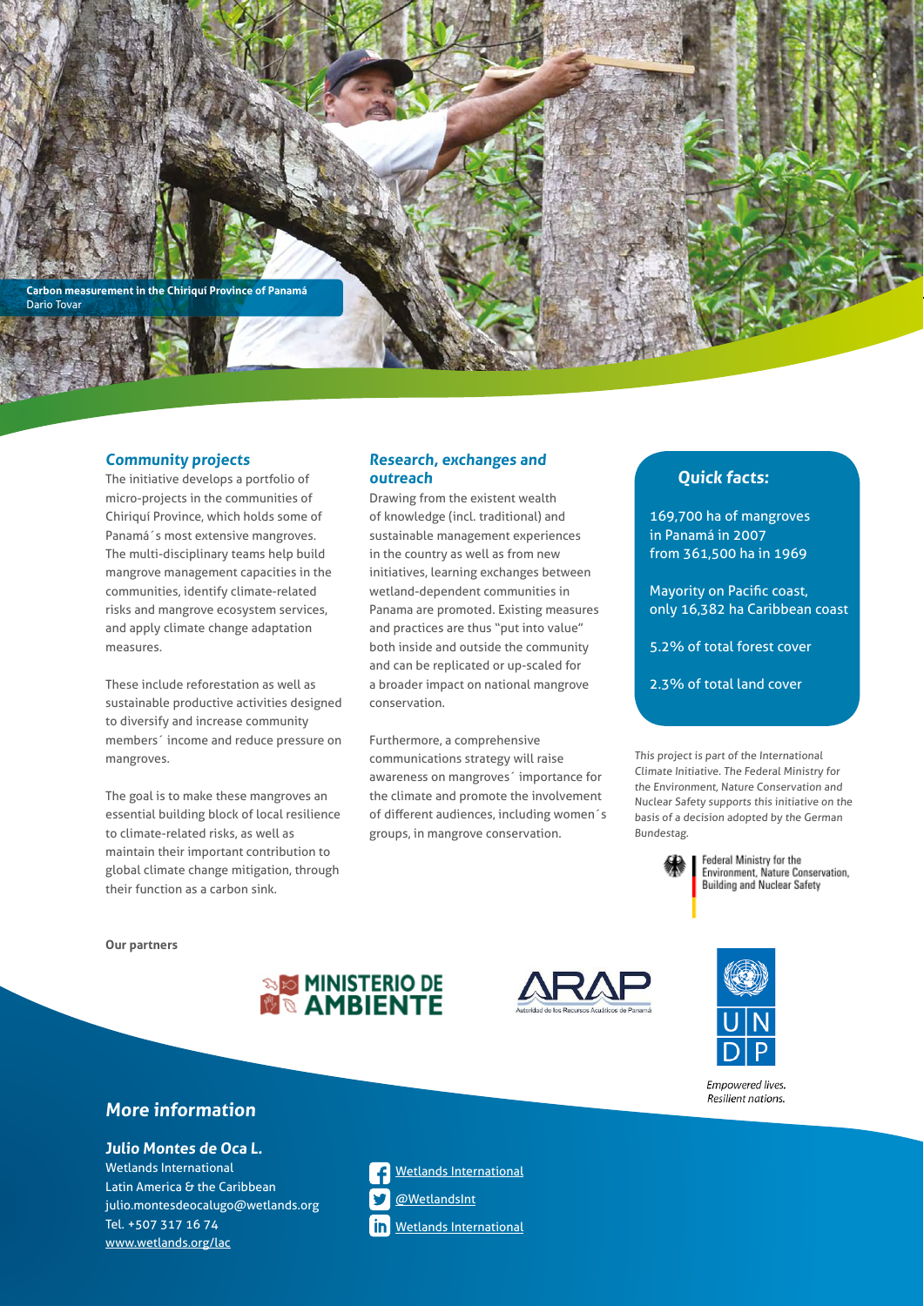**Carbon measurement in the Chiriquí Province of Panamá**
Dario Tovar

### *Community projects*

The initiative develops a portfolio of micro-projects in the communities of Chiriquí Province, which holds some of Panamá´s most extensive mangroves. The multi-disciplinary teams help build mangrove management capacities in the communities, identify climate-related risks and mangrove ecosystem services, and apply climate change adaptation measures.

These include reforestation as well as sustainable productive activities designed to diversify and increase community members´ income and reduce pressure on mangroves.

The goal is to make these mangroves an essential building block of local resilience to climate-related risks, as well as maintain their important contribution to global climate change mitigation, through their function as a carbon sink.

### *Research, exchanges and outreach*

Drawing from the existent wealth of knowledge (incl. traditional) and sustainable management experiences in the country as well as from new initiatives, learning exchanges between wetland-dependent communities in Panama are promoted. Existing measures and practices are thus "put into value" both inside and outside the community and can be replicated or up-scaled for a broader impact on national mangrove conservation.

Furthermore, a comprehensive communications strategy will raise awareness on mangroves´ importance for the climate and promote the involvement of different audiences, including women´s groups, in mangrove conservation.

### *Quick facts:*

169,700 ha of mangroves in Panamá in 2007 from 361,500 ha in 1969

Mayority on Pacific coast, only 16,382 ha Caribbean coast

5.2% of total forest cover

2.3% of total land cover

*This project is part of the International Climate Initiative. The Federal Ministry for the Environment, Nature Conservation and Nuclear Safety supports this initiative on the basis of a decision adopted by the German Bundestag.*

Federal Ministry for the Environment, Nature Conservation, Building and Nuclear Safety

**Our partners**

MINISTERIO DE AMBIENTE

ARAP Autoridad de los Recursos Acuáticos de Panamá

UNDP *Empowered lives. Resilient nations.*

## *More information*

### Julio Montes de Oca L.

Wetlands International
Latin America & the Caribbean
julio.montesdeocalugo@wetlands.org
Tel. +507 317 16 74
www.wetlands.org/lac

Wetlands International
@WetlandsInt
Wetlands International